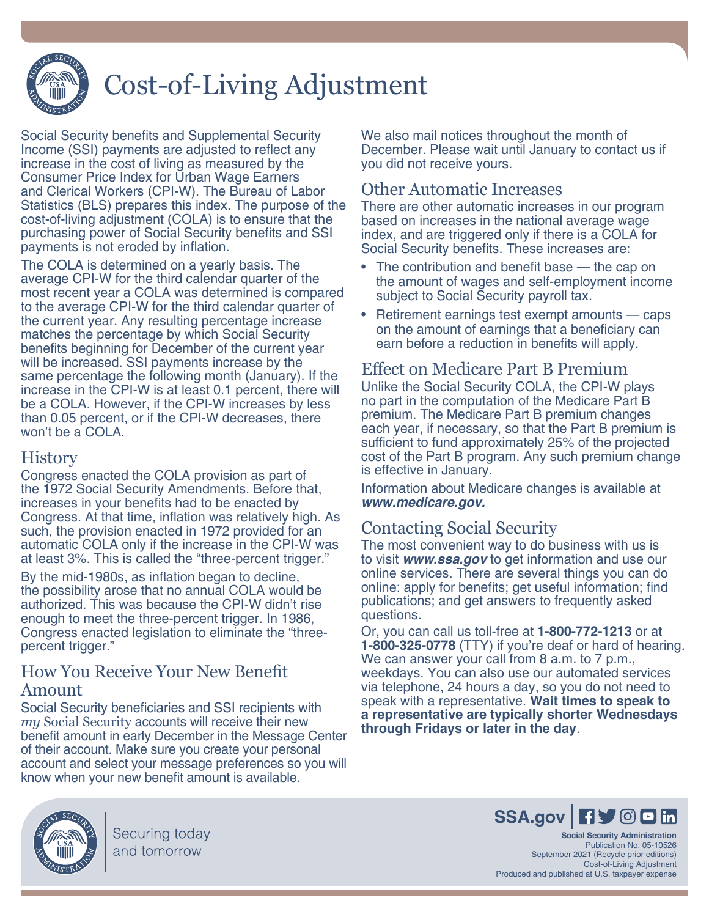# Cost-of-Living Adjustment

Social Security benefits and Supplemental Security Income (SSI) payments are adjusted to reflect any increase in the cost of living as measured by the Consumer Price Index for Urban Wage Earners and Clerical Workers (CPI-W). The Bureau of Labor Statistics (BLS) prepares this index. The purpose of the cost-of-living adjustment (COLA) is to ensure that the purchasing power of Social Security benefits and SSI payments is not eroded by inflation.

The COLA is determined on a yearly basis. The average CPI-W for the third calendar quarter of the most recent year a COLA was determined is compared to the average CPI-W for the third calendar quarter of the current year. Any resulting percentage increase matches the percentage by which Social Security benefits beginning for December of the current year will be increased. SSI payments increase by the same percentage the following month (January). If the increase in the CPI-W is at least 0.1 percent, there will be a COLA. However, if the CPI-W increases by less than 0.05 percent, or if the CPI-W decreases, there won't be a COLA.

## History

Congress enacted the COLA provision as part of the 1972 Social Security Amendments. Before that, increases in your benefits had to be enacted by Congress. At that time, inflation was relatively high. As such, the provision enacted in 1972 provided for an automatic COLA only if the increase in the CPI-W was at least 3%. This is called the "three-percent trigger."

By the mid-1980s, as inflation began to decline, the possibility arose that no annual COLA would be authorized. This was because the CPI-W didn't rise enough to meet the three-percent trigger. In 1986, Congress enacted legislation to eliminate the "three-percent trigger."

## How You Receive Your New Benefit Amount

Social Security beneficiaries and SSI recipients with *my* Social Security accounts will receive their new benefit amount in early December in the Message Center of their account. Make sure you create your personal account and select your message preferences so you will know when your new benefit amount is available.

We also mail notices throughout the month of December. Please wait until January to contact us if you did not receive yours.

## Other Automatic Increases

There are other automatic increases in our program based on increases in the national average wage index, and are triggered only if there is a COLA for Social Security benefits. These increases are:

- The contribution and benefit base — the cap on the amount of wages and self-employment income subject to Social Security payroll tax.
- Retirement earnings test exempt amounts — caps on the amount of earnings that a beneficiary can earn before a reduction in benefits will apply.

## Effect on Medicare Part B Premium

Unlike the Social Security COLA, the CPI-W plays no part in the computation of the Medicare Part B premium. The Medicare Part B premium changes each year, if necessary, so that the Part B premium is sufficient to fund approximately 25% of the projected cost of the Part B program. Any such premium change is effective in January.

Information about Medicare changes is available at ***www.medicare.gov.***

## Contacting Social Security

The most convenient way to do business with us is to visit ***www.ssa.gov*** to get information and use our online services. There are several things you can do online: apply for benefits; get useful information; find publications; and get answers to frequently asked questions.

Or, you can call us toll-free at **1-800-772-1213** or at **1-800-325-0778** (TTY) if you're deaf or hard of hearing. We can answer your call from 8 a.m. to 7 p.m., weekdays. You can also use our automated services via telephone, 24 hours a day, so you do not need to speak with a representative. **Wait times to speak to a representative are typically shorter Wednesdays through Fridays or later in the day**.

Securing today and tomorrow

SSA.gov

**Social Security Administration**
Publication No. 05-10526
September 2021 (Recycle prior editions)
Cost-of-Living Adjustment
Produced and published at U.S. taxpayer expense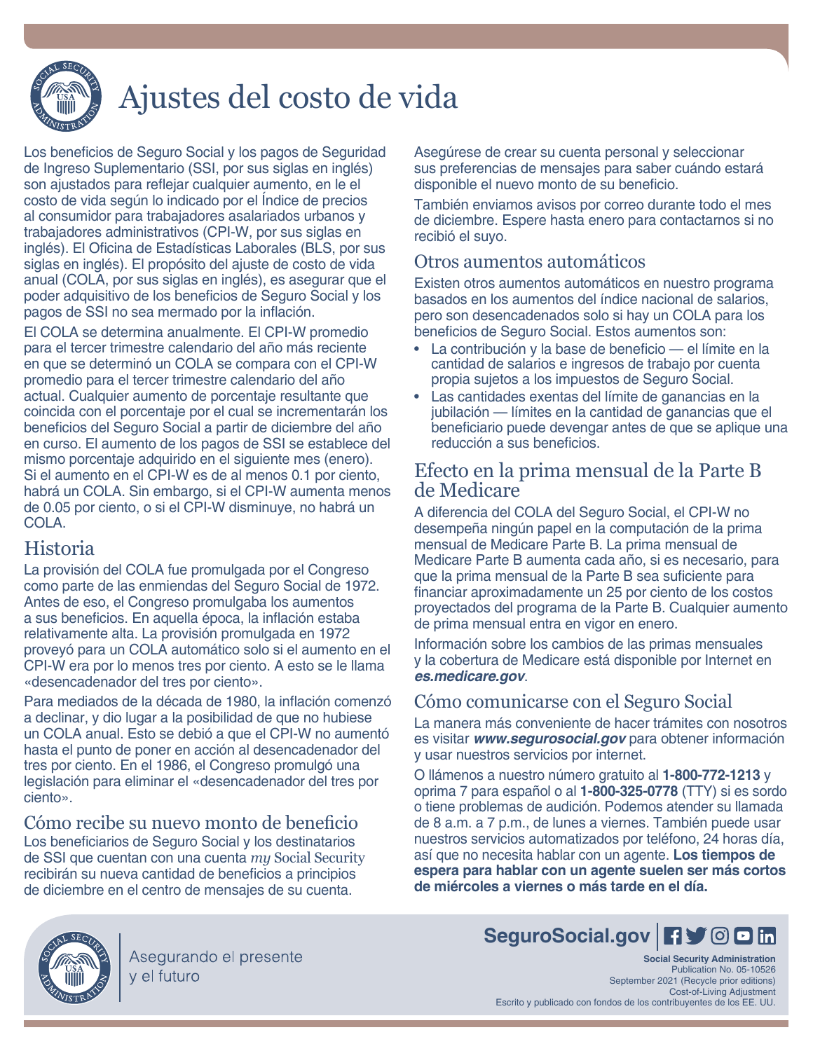# Ajustes del costo de vida

Los beneficios de Seguro Social y los pagos de Seguridad de Ingreso Suplementario (SSI, por sus siglas en inglés) son ajustados para reflejar cualquier aumento, en le el costo de vida según lo indicado por el Índice de precios al consumidor para trabajadores asalariados urbanos y trabajadores administrativos (CPI-W, por sus siglas en inglés). El Oficina de Estadísticas Laborales (BLS, por sus siglas en inglés). El propósito del ajuste de costo de vida anual (COLA, por sus siglas en inglés), es asegurar que el poder adquisitivo de los beneficios de Seguro Social y los pagos de SSI no sea mermado por la inflación.

El COLA se determina anualmente. El CPI-W promedio para el tercer trimestre calendario del año más reciente en que se determinó un COLA se compara con el CPI-W promedio para el tercer trimestre calendario del año actual. Cualquier aumento de porcentaje resultante que coincida con el porcentaje por el cual se incrementarán los beneficios del Seguro Social a partir de diciembre del año en curso. El aumento de los pagos de SSI se establece del mismo porcentaje adquirido en el siguiente mes (enero). Si el aumento en el CPI-W es de al menos 0.1 por ciento, habrá un COLA. Sin embargo, si el CPI-W aumenta menos de 0.05 por ciento, o si el CPI-W disminuye, no habrá un COLA.

## Historia

La provisión del COLA fue promulgada por el Congreso como parte de las enmiendas del Seguro Social de 1972. Antes de eso, el Congreso promulgaba los aumentos a sus beneficios. En aquella época, la inflación estaba relativamente alta. La provisión promulgada en 1972 proveyó para un COLA automático solo si el aumento en el CPI-W era por lo menos tres por ciento. A esto se le llama «desencadenador del tres por ciento».

Para mediados de la década de 1980, la inflación comenzó a declinar, y dio lugar a la posibilidad de que no hubiese un COLA anual. Esto se debió a que el CPI-W no aumentó hasta el punto de poner en acción al desencadenador del tres por ciento. En el 1986, el Congreso promulgó una legislación para eliminar el «desencadenador del tres por ciento».

## Cómo recibe su nuevo monto de beneficio

Los beneficiarios de Seguro Social y los destinatarios de SSI que cuentan con una cuenta *my* Social Security recibirán su nueva cantidad de beneficios a principios de diciembre en el centro de mensajes de su cuenta.

Asegúrese de crear su cuenta personal y seleccionar sus preferencias de mensajes para saber cuándo estará disponible el nuevo monto de su beneficio.

También enviamos avisos por correo durante todo el mes de diciembre. Espere hasta enero para contactarnos si no recibió el suyo.

## Otros aumentos automáticos

Existen otros aumentos automáticos en nuestro programa basados en los aumentos del índice nacional de salarios, pero son desencadenados solo si hay un COLA para los beneficios de Seguro Social. Estos aumentos son:

- La contribución y la base de beneficio — el límite en la cantidad de salarios e ingresos de trabajo por cuenta propia sujetos a los impuestos de Seguro Social.
- Las cantidades exentas del límite de ganancias en la jubilación — límites en la cantidad de ganancias que el beneficiario puede devengar antes de que se aplique una reducción a sus beneficios.

## Efecto en la prima mensual de la Parte B de Medicare

A diferencia del COLA del Seguro Social, el CPI-W no desempeña ningún papel en la computación de la prima mensual de Medicare Parte B. La prima mensual de Medicare Parte B aumenta cada año, si es necesario, para que la prima mensual de la Parte B sea suficiente para financiar aproximadamente un 25 por ciento de los costos proyectados del programa de la Parte B. Cualquier aumento de prima mensual entra en vigor en enero.

Información sobre los cambios de las primas mensuales y la cobertura de Medicare está disponible por Internet en ***es.medicare.gov***.

## Cómo comunicarse con el Seguro Social

La manera más conveniente de hacer trámites con nosotros es visitar ***www.segurosocial.gov*** para obtener información y usar nuestros servicios por internet.

O llámenos a nuestro número gratuito al **1-800-772-1213** y oprima 7 para español o al **1-800-325-0778** (TTY) si es sordo o tiene problemas de audición. Podemos atender su llamada de 8 a.m. a 7 p.m., de lunes a viernes. También puede usar nuestros servicios automatizados por teléfono, 24 horas día, así que no necesita hablar con un agente. **Los tiempos de espera para hablar con un agente suelen ser más cortos de miércoles a viernes o más tarde en el día.**

Asegurando el presente y el futuro

**SeguroSocial.gov**

**Social Security Administration**
Publication No. 05-10526
September 2021 (Recycle prior editions)
Cost-of-Living Adjustment
Escrito y publicado con fondos de los contribuyentes de los EE. UU.